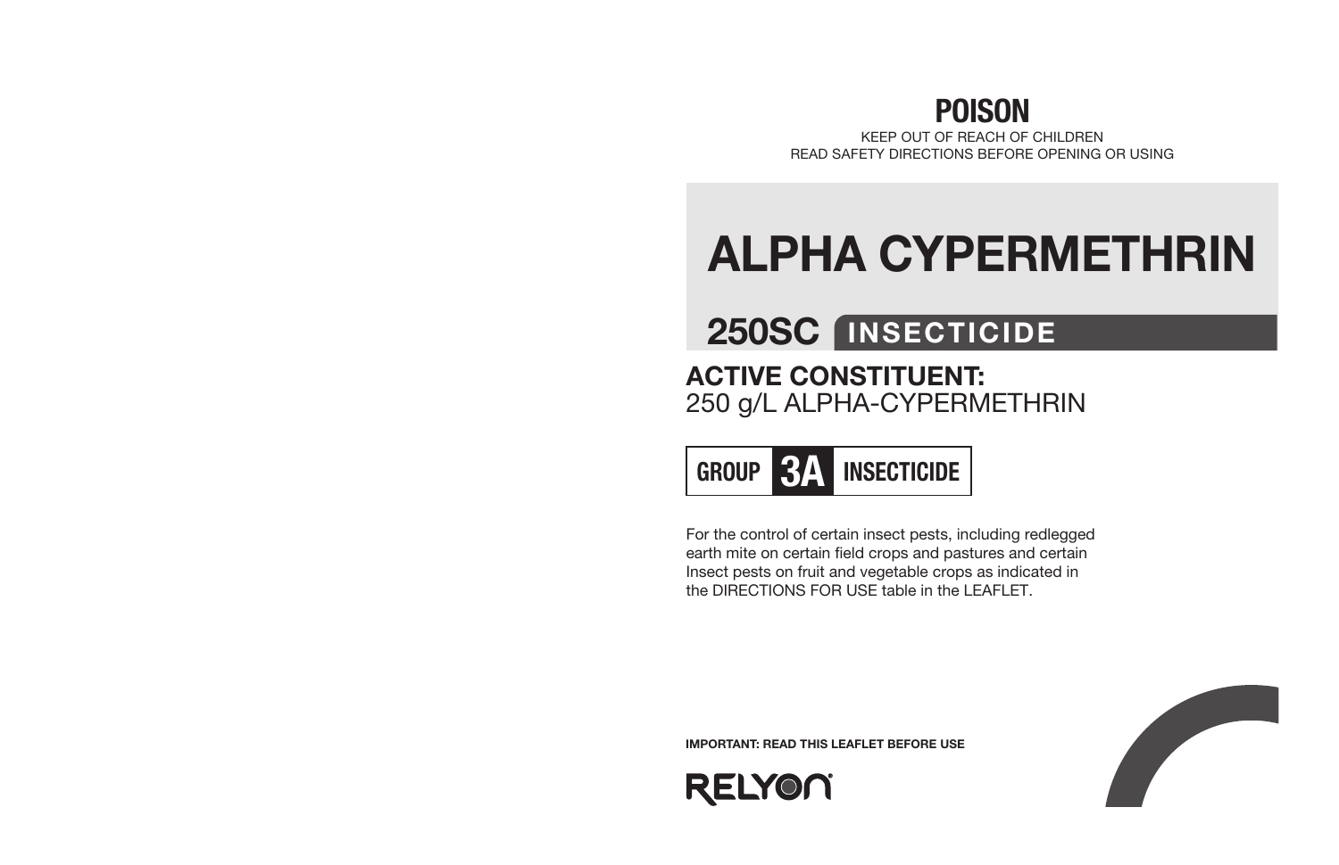# POISON

KEEP OUT OF REACH OF CHILDREN

READ SAFETY DIRECTIONS BEFORE OPENING OR USING

# ALPHA CYPERMETHRIN

## 250SC INSECTICIDE

**ACTIVE CONSTITUENT:**
250 g/L ALPHA-CYPERMETHRIN

**GROUP 3A INSECTICIDE**

For the control of certain insect pests, including redlegged earth mite on certain field crops and pastures and certain Insect pests on fruit and vegetable crops as indicated in the DIRECTIONS FOR USE table in the LEAFLET.

**IMPORTANT: READ THIS LEAFLET BEFORE USE**

RELYON®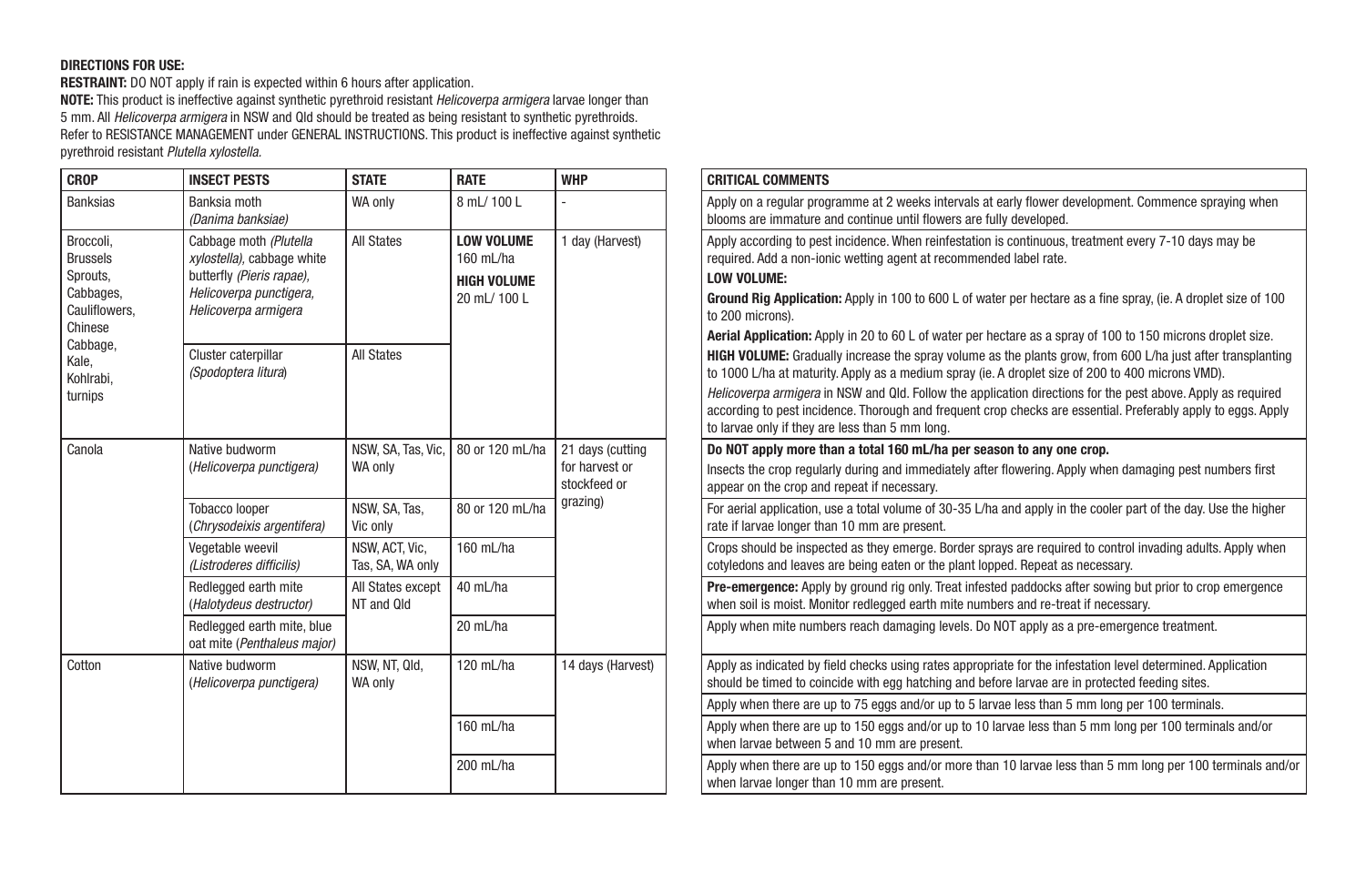**DIRECTIONS FOR USE:**

**RESTRAINT:** DO NOT apply if rain is expected within 6 hours after application.

**NOTE:** This product is ineffective against synthetic pyrethroid resistant *Helicoverpa armigera* larvae longer than 5 mm. All *Helicoverpa armigera* in NSW and Qld should be treated as being resistant to synthetic pyrethroids. Refer to RESISTANCE MANAGEMENT under GENERAL INSTRUCTIONS. This product is ineffective against synthetic pyrethroid resistant *Plutella xylostella.*

| CROP | INSECT PESTS | STATE | RATE | WHP | CRITICAL COMMENTS |
|---|---|---|---|---|---|
| Banksias | Banksia moth *(Danima banksiae)* | WA only | 8 mL/ 100 L | - | Apply on a regular programme at 2 weeks intervals at early flower development. Commence spraying when blooms are immature and continue until flowers are fully developed. |
| Broccoli, Brussels Sprouts, Cabbages, Cauliflowers, Chinese Cabbage, Kale, Kohlrabi, turnips | Cabbage moth *(Plutella xylostella),* cabbage white butterfly *(Pieris rapae), Helicoverpa punctigera, Helicoverpa armigera* | All States | **LOW VOLUME** 160 mL/ha **HIGH VOLUME** 20 mL/ 100 L | 1 day (Harvest) | Apply according to pest incidence. When reinfestation is continuous, treatment every 7-10 days may be required. Add a non-ionic wetting agent at recommended label rate. **LOW VOLUME:** **Ground Rig Application:** Apply in 100 to 600 L of water per hectare as a fine spray, (ie. A droplet size of 100 to 200 microns). **Aerial Application:** Apply in 20 to 60 L of water per hectare as a spray of 100 to 150 microns droplet size. **HIGH VOLUME:** Gradually increase the spray volume as the plants grow, from 600 L/ha just after transplanting to 1000 L/ha at maturity. Apply as a medium spray (ie. A droplet size of 200 to 400 microns VMD). *Helicoverpa armigera* in NSW and Qld. Follow the application directions for the pest above. Apply as required according to pest incidence. Thorough and frequent crop checks are essential. Preferably apply to eggs. Apply to larvae only if they are less than 5 mm long. |
| | Cluster caterpillar *(Spodoptera litura)* | All States | | | |
| Canola | Native budworm (*Helicoverpa punctigera)* | NSW, SA, Tas, Vic, WA only | 80 or 120 mL/ha | 21 days (cutting for harvest or stockfeed or grazing) | **Do NOT apply more than a total 160 mL/ha per season to any one crop.** Insects the crop regularly during and immediately after flowering. Apply when damaging pest numbers first appear on the crop and repeat if necessary. |
| | Tobacco looper (*Chrysodeixis argentifera)* | NSW, SA, Tas, Vic only | 80 or 120 mL/ha | | For aerial application, use a total volume of 30-35 L/ha and apply in the cooler part of the day. Use the higher rate if larvae longer than 10 mm are present. |
| | Vegetable weevil *(Listroderes difficilis)* | NSW, ACT, Vic, Tas, SA, WA only | 160 mL/ha | | Crops should be inspected as they emerge. Border sprays are required to control invading adults. Apply when cotyledons and leaves are being eaten or the plant lopped. Repeat as necessary. |
| | Redlegged earth mite (*Halotydeus destructor)* | All States except NT and Qld | 40 mL/ha | | **Pre-emergence:** Apply by ground rig only. Treat infested paddocks after sowing but prior to crop emergence when soil is moist. Monitor redlegged earth mite numbers and re-treat if necessary. |
| | Redlegged earth mite, blue oat mite (*Penthaleus major)* | | 20 mL/ha | | Apply when mite numbers reach damaging levels. Do NOT apply as a pre-emergence treatment. |
| Cotton | Native budworm (*Helicoverpa punctigera)* | NSW, NT, Qld, WA only | 120 mL/ha | 14 days (Harvest) | Apply as indicated by field checks using rates appropriate for the infestation level determined. Application should be timed to coincide with egg hatching and before larvae are in protected feeding sites. Apply when there are up to 75 eggs and/or up to 5 larvae less than 5 mm long per 100 terminals. |
| | | | 160 mL/ha | | Apply when there are up to 150 eggs and/or up to 10 larvae less than 5 mm long per 100 terminals and/or when larvae between 5 and 10 mm are present. |
| | | | 200 mL/ha | | Apply when there are up to 150 eggs and/or more than 10 larvae less than 5 mm long per 100 terminals and/or when larvae longer than 10 mm are present. |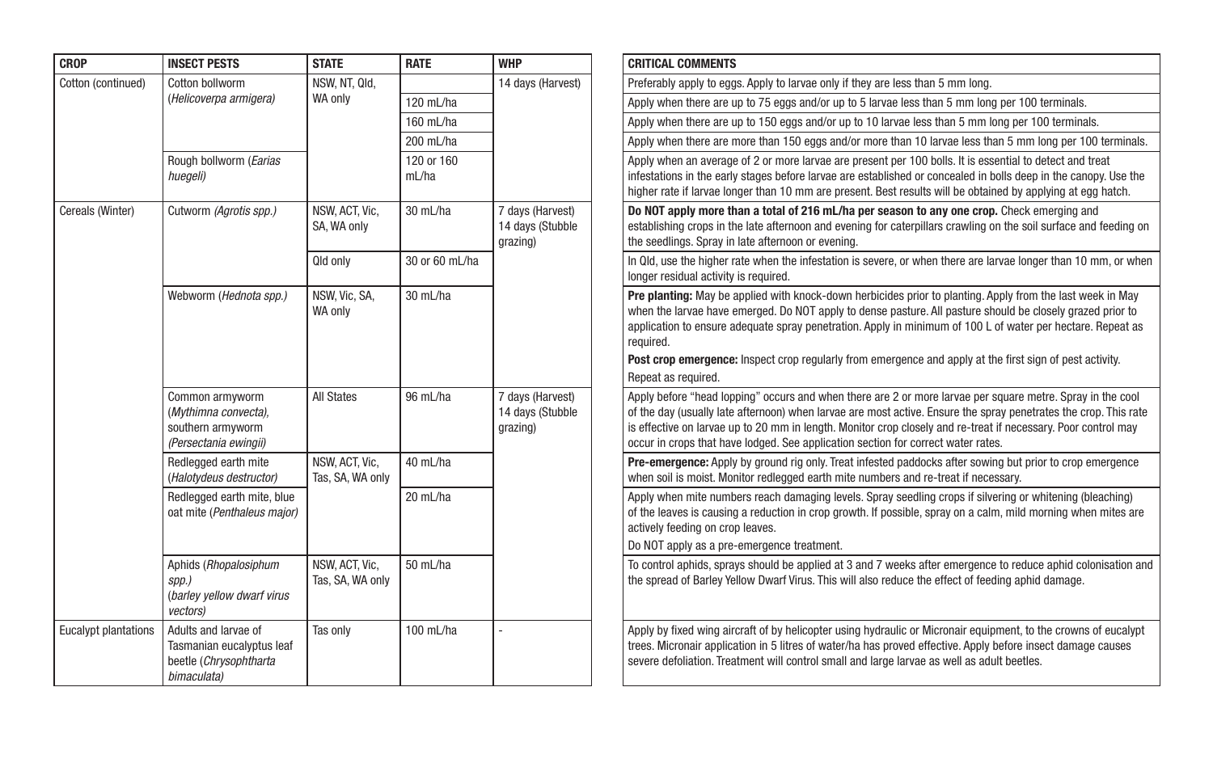| CROP | INSECT PESTS | STATE | RATE | WHP | CRITICAL COMMENTS |
| --- | --- | --- | --- | --- | --- |
| Cotton (continued) | Cotton bollworm (*Helicoverpa armigera*) | NSW, NT, Qld, WA only | | 14 days (Harvest) | Preferably apply to eggs. Apply to larvae only if they are less than 5 mm long. |
| | | | 120 mL/ha | | Apply when there are up to 75 eggs and/or up to 5 larvae less than 5 mm long per 100 terminals. |
| | | | 160 mL/ha | | Apply when there are up to 150 eggs and/or up to 10 larvae less than 5 mm long per 100 terminals. |
| | | | 200 mL/ha | | Apply when there are more than 150 eggs and/or more than 10 larvae less than 5 mm long per 100 terminals. |
| | Rough bollworm (*Earias huegeli*) | | 120 or 160 mL/ha | | Apply when an average of 2 or more larvae are present per 100 bolls. It is essential to detect and treat infestations in the early stages before larvae are established or concealed in bolls deep in the canopy. Use the higher rate if larvae longer than 10 mm are present. Best results will be obtained by applying at egg hatch. |
| Cereals (Winter) | Cutworm *(Agrotis spp.)* | NSW, ACT, Vic, SA, WA only | 30 mL/ha | 7 days (Harvest) 14 days (Stubble grazing) | **Do NOT apply more than a total of 216 mL/ha per season to any one crop.** Check emerging and establishing crops in the late afternoon and evening for caterpillars crawling on the soil surface and feeding on the seedlings. Spray in late afternoon or evening. |
| | | Qld only | 30 or 60 mL/ha | | In Qld, use the higher rate when the infestation is severe, or when there are larvae longer than 10 mm, or when longer residual activity is required. |
| | Webworm (*Hednota spp.)* | NSW, Vic, SA, WA only | 30 mL/ha | | **Pre planting:** May be applied with knock-down herbicides prior to planting. Apply from the last week in May when the larvae have emerged. Do NOT apply to dense pasture. All pasture should be closely grazed prior to application to ensure adequate spray penetration. Apply in minimum of 100 L of water per hectare. Repeat as required.<br>**Post crop emergence:** Inspect crop regularly from emergence and apply at the first sign of pest activity. Repeat as required. |
| | Common armyworm (*Mythimna convecta),* southern armyworm *(Persectania ewingii)* | All States | 96 mL/ha | 7 days (Harvest) 14 days (Stubble grazing) | Apply before "head lopping" occurs and when there are 2 or more larvae per square metre. Spray in the cool of the day (usually late afternoon) when larvae are most active. Ensure the spray penetrates the crop. This rate is effective on larvae up to 20 mm in length. Monitor crop closely and re-treat if necessary. Poor control may occur in crops that have lodged. See application section for correct water rates. |
| | Redlegged earth mite (*Halotydeus destructor)* | NSW, ACT, Vic, Tas, SA, WA only | 40 mL/ha | | **Pre-emergence:** Apply by ground rig only. Treat infested paddocks after sowing but prior to crop emergence when soil is moist. Monitor redlegged earth mite numbers and re-treat if necessary. |
| | Redlegged earth mite, blue oat mite (*Penthaleus major)* | | 20 mL/ha | | Apply when mite numbers reach damaging levels. Spray seedling crops if silvering or whitening (bleaching) of the leaves is causing a reduction in crop growth. If possible, spray on a calm, mild morning when mites are actively feeding on crop leaves.<br>Do NOT apply as a pre-emergence treatment. |
| | Aphids (*Rhopalosiphum spp.)* (*barley yellow dwarf virus vectors)* | NSW, ACT, Vic, Tas, SA, WA only | 50 mL/ha | | To control aphids, sprays should be applied at 3 and 7 weeks after emergence to reduce aphid colonisation and the spread of Barley Yellow Dwarf Virus. This will also reduce the effect of feeding aphid damage. |
| Eucalypt plantations | Adults and larvae of Tasmanian eucalyptus leaf beetle (*Chrysophtharta bimaculata)* | Tas only | 100 mL/ha | - | Apply by fixed wing aircraft of by helicopter using hydraulic or Micronair equipment, to the crowns of eucalypt trees. Micronair application in 5 litres of water/ha has proved effective. Apply before insect damage causes severe defoliation. Treatment will control small and large larvae as well as adult beetles. |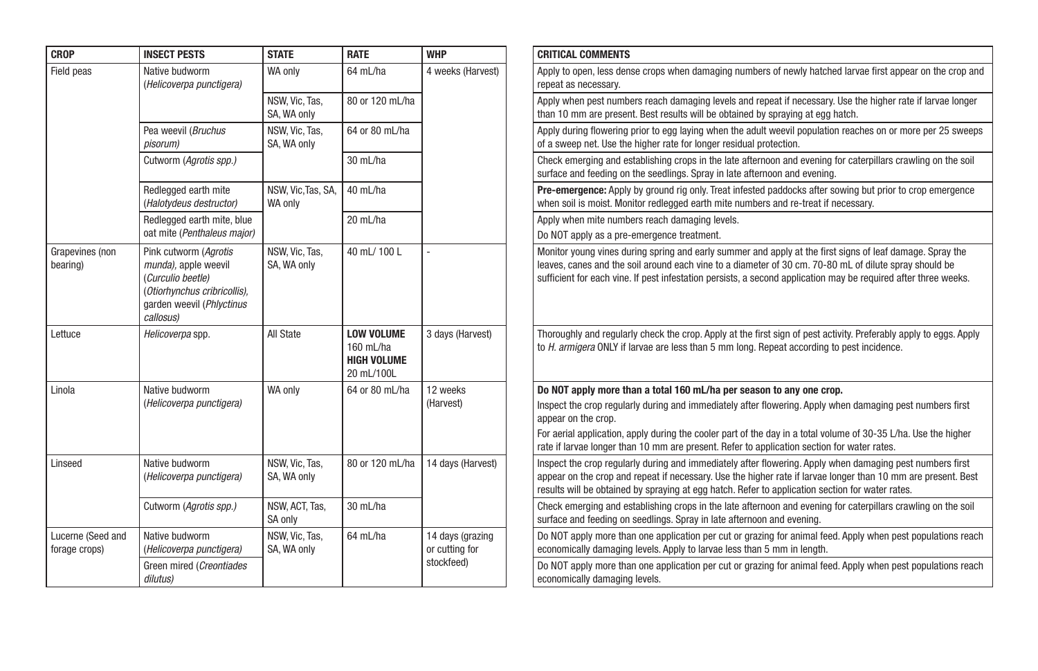| CROP | INSECT PESTS | STATE | RATE | WHP | CRITICAL COMMENTS |
|---|---|---|---|---|---|
| Field peas | Native budworm (*Helicoverpa punctigera*) | WA only | 64 mL/ha | 4 weeks (Harvest) | Apply to open, less dense crops when damaging numbers of newly hatched larvae first appear on the crop and repeat as necessary. |
| | | NSW, Vic, Tas, SA, WA only | 80 or 120 mL/ha | | Apply when pest numbers reach damaging levels and repeat if necessary. Use the higher rate if larvae longer than 10 mm are present. Best results will be obtained by spraying at egg hatch. |
| | Pea weevil (*Bruchus pisorum*) | NSW, Vic, Tas, SA, WA only | 64 or 80 mL/ha | | Apply during flowering prior to egg laying when the adult weevil population reaches on or more per 25 sweeps of a sweep net. Use the higher rate for longer residual protection. |
| | Cutworm (*Agrotis spp.*) | | 30 mL/ha | | Check emerging and establishing crops in the late afternoon and evening for caterpillars crawling on the soil surface and feeding on the seedlings. Spray in late afternoon and evening. |
| | Redlegged earth mite (*Halotydeus destructor*) | NSW, Vic,Tas, SA, WA only | 40 mL/ha | | **Pre-emergence:** Apply by ground rig only. Treat infested paddocks after sowing but prior to crop emergence when soil is moist. Monitor redlegged earth mite numbers and re-treat if necessary. |
| | Redlegged earth mite, blue oat mite (*Penthaleus major*) | | 20 mL/ha | | Apply when mite numbers reach damaging levels. Do NOT apply as a pre-emergence treatment. |
| Grapevines (non bearing) | Pink cutworm (*Agrotis munda*), apple weevil (*Curculio beetle*) (*Otiorhynchus cribricollis*), garden weevil (*Phlyctinus callosus*) | NSW, Vic, Tas, SA, WA only | 40 mL/ 100 L | - | Monitor young vines during spring and early summer and apply at the first signs of leaf damage. Spray the leaves, canes and the soil around each vine to a diameter of 30 cm. 70-80 mL of dilute spray should be sufficient for each vine. If pest infestation persists, a second application may be required after three weeks. |
| Lettuce | *Helicoverpa* spp. | All State | **LOW VOLUME** 160 mL/ha **HIGH VOLUME** 20 mL/100L | 3 days (Harvest) | Thoroughly and regularly check the crop. Apply at the first sign of pest activity. Preferably apply to eggs. Apply to *H. armigera* ONLY if larvae are less than 5 mm long. Repeat according to pest incidence. |
| Linola | Native budworm (*Helicoverpa punctigera*) | WA only | 64 or 80 mL/ha | 12 weeks (Harvest) | **Do NOT apply more than a total 160 mL/ha per season to any one crop.** Inspect the crop regularly during and immediately after flowering. Apply when damaging pest numbers first appear on the crop. For aerial application, apply during the cooler part of the day in a total volume of 30-35 L/ha. Use the higher rate if larvae longer than 10 mm are present. Refer to application section for water rates. |
| Linseed | Native budworm (*Helicoverpa punctigera*) | NSW, Vic, Tas, SA, WA only | 80 or 120 mL/ha | 14 days (Harvest) | Inspect the crop regularly during and immediately after flowering. Apply when damaging pest numbers first appear on the crop and repeat if necessary. Use the higher rate if larvae longer than 10 mm are present. Best results will be obtained by spraying at egg hatch. Refer to application section for water rates. |
| | Cutworm (*Agrotis spp.*) | NSW, ACT, Tas, SA only | 30 mL/ha | | Check emerging and establishing crops in the late afternoon and evening for caterpillars crawling on the soil surface and feeding on seedlings. Spray in late afternoon and evening. |
| Lucerne (Seed and forage crops) | Native budworm (*Helicoverpa punctigera*) | NSW, Vic, Tas, SA, WA only | 64 mL/ha | 14 days (grazing or cutting for stockfeed) | Do NOT apply more than one application per cut or grazing for animal feed. Apply when pest populations reach economically damaging levels. Apply to larvae less than 5 mm in length. |
| | Green mired (*Creontiades dilutus*) | | | | Do NOT apply more than one application per cut or grazing for animal feed. Apply when pest populations reach economically damaging levels. |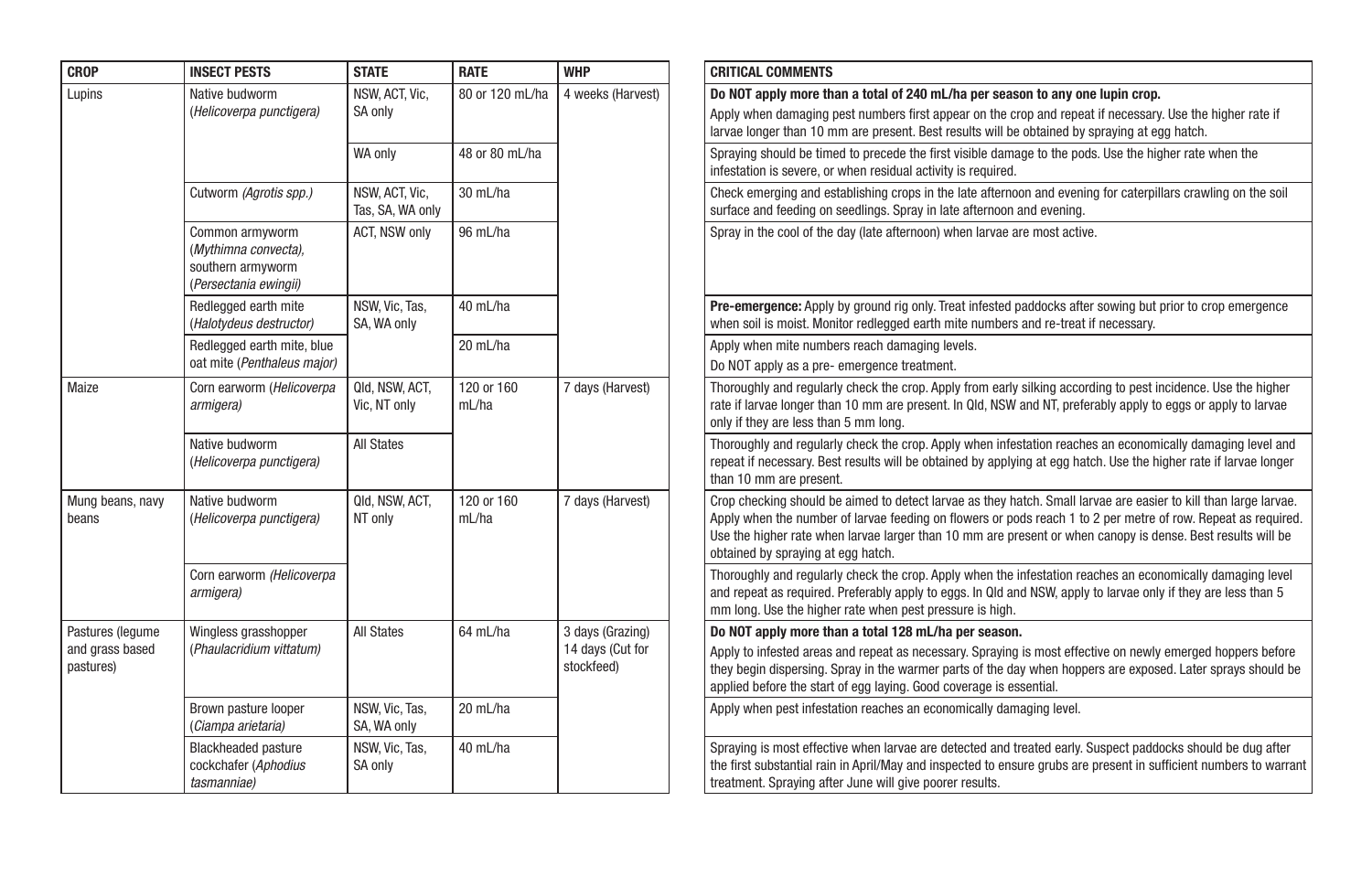| CROP | INSECT PESTS | STATE | RATE | WHP | CRITICAL COMMENTS |
|---|---|---|---|---|---|
| Lupins | Native budworm (*Helicoverpa punctigera*) | NSW, ACT, Vic, SA only | 80 or 120 mL/ha | 4 weeks (Harvest) | **Do NOT apply more than a total of 240 mL/ha per season to any one lupin crop.** Apply when damaging pest numbers first appear on the crop and repeat if necessary. Use the higher rate if larvae longer than 10 mm are present. Best results will be obtained by spraying at egg hatch. |
| | | WA only | 48 or 80 mL/ha | | Spraying should be timed to precede the first visible damage to the pods. Use the higher rate when the infestation is severe, or when residual activity is required. |
| | Cutworm (*Agrotis spp.*) | NSW, ACT, Vic, Tas, SA, WA only | 30 mL/ha | | Check emerging and establishing crops in the late afternoon and evening for caterpillars crawling on the soil surface and feeding on seedlings. Spray in late afternoon and evening. |
| | Common armyworm (*Mythimna convecta*), southern armyworm (*Persectania ewingii*) | ACT, NSW only | 96 mL/ha | | Spray in the cool of the day (late afternoon) when larvae are most active. |
| | Redlegged earth mite (*Halotydeus destructor*) | NSW, Vic, Tas, SA, WA only | 40 mL/ha | | **Pre-emergence:** Apply by ground rig only. Treat infested paddocks after sowing but prior to crop emergence when soil is moist. Monitor redlegged earth mite numbers and re-treat if necessary. |
| | Redlegged earth mite, blue oat mite (*Penthaleus major*) | | 20 mL/ha | | Apply when mite numbers reach damaging levels. Do NOT apply as a pre- emergence treatment. |
| Maize | Corn earworm (*Helicoverpa armigera*) | Qld, NSW, ACT, Vic, NT only | 120 or 160 mL/ha | 7 days (Harvest) | Thoroughly and regularly check the crop. Apply from early silking according to pest incidence. Use the higher rate if larvae longer than 10 mm are present. In Qld, NSW and NT, preferably apply to eggs or apply to larvae only if they are less than 5 mm long. |
| | Native budworm (*Helicoverpa punctigera*) | All States | | | Thoroughly and regularly check the crop. Apply when infestation reaches an economically damaging level and repeat if necessary. Best results will be obtained by applying at egg hatch. Use the higher rate if larvae longer than 10 mm are present. |
| Mung beans, navy beans | Native budworm (*Helicoverpa punctigera*) | Qld, NSW, ACT, NT only | 120 or 160 mL/ha | 7 days (Harvest) | Crop checking should be aimed to detect larvae as they hatch. Small larvae are easier to kill than large larvae. Apply when the number of larvae feeding on flowers or pods reach 1 to 2 per metre of row. Repeat as required. Use the higher rate when larvae larger than 10 mm are present or when canopy is dense. Best results will be obtained by spraying at egg hatch. |
| | Corn earworm (*Helicoverpa armigera*) | | | | Thoroughly and regularly check the crop. Apply when the infestation reaches an economically damaging level and repeat as required. Preferably apply to eggs. In Qld and NSW, apply to larvae only if they are less than 5 mm long. Use the higher rate when pest pressure is high. |
| Pastures (legume and grass based pastures) | Wingless grasshopper (*Phaulacridium vittatum*) | All States | 64 mL/ha | 3 days (Grazing) 14 days (Cut for stockfeed) | **Do NOT apply more than a total 128 mL/ha per season.** Apply to infested areas and repeat as necessary. Spraying is most effective on newly emerged hoppers before they begin dispersing. Spray in the warmer parts of the day when hoppers are exposed. Later sprays should be applied before the start of egg laying. Good coverage is essential. |
| | Brown pasture looper (*Ciampa arietaria*) | NSW, Vic, Tas, SA, WA only | 20 mL/ha | | Apply when pest infestation reaches an economically damaging level. |
| | Blackheaded pasture cockchafer (*Aphodius tasmanniae*) | NSW, Vic, Tas, SA only | 40 mL/ha | | Spraying is most effective when larvae are detected and treated early. Suspect paddocks should be dug after the first substantial rain in April/May and inspected to ensure grubs are present in sufficient numbers to warrant treatment. Spraying after June will give poorer results. |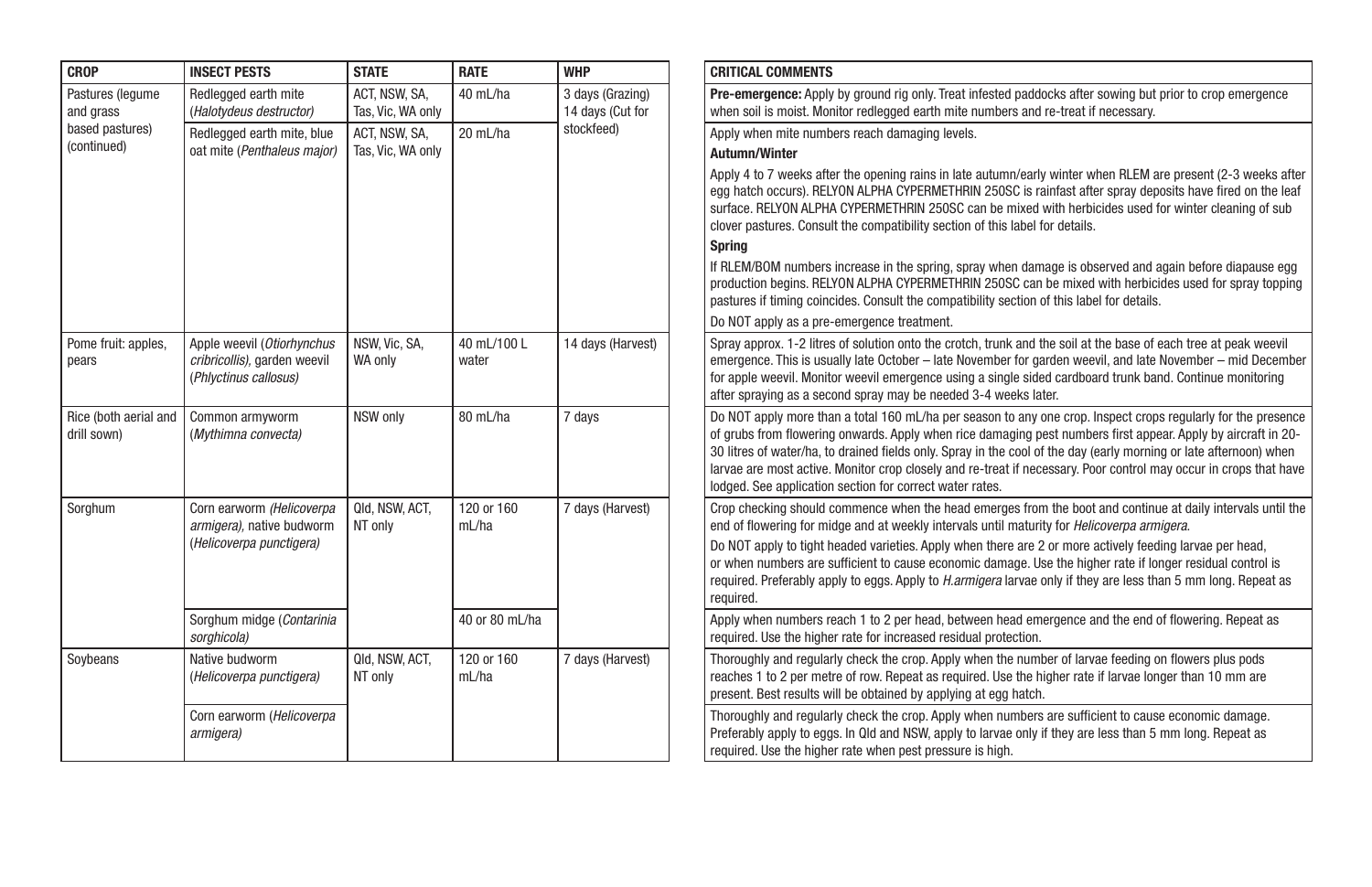| CROP | INSECT PESTS | STATE | RATE | WHP | CRITICAL COMMENTS |
|---|---|---|---|---|---|
| Pastures (legume and grass based pastures) (continued) | Redlegged earth mite (*Halotydeus destructor*) | ACT, NSW, SA, Tas, Vic, WA only | 40 mL/ha | 3 days (Grazing) 14 days (Cut for stockfeed) | **Pre-emergence:** Apply by ground rig only. Treat infested paddocks after sowing but prior to crop emergence when soil is moist. Monitor redlegged earth mite numbers and re-treat if necessary. |
| | Redlegged earth mite, blue oat mite (*Penthaleus major*) | ACT, NSW, SA, Tas, Vic, WA only | 20 mL/ha | | Apply when mite numbers reach damaging levels.<br>**Autumn/Winter**<br>Apply 4 to 7 weeks after the opening rains in late autumn/early winter when RLEM are present (2-3 weeks after egg hatch occurs). RELYON ALPHA CYPERMETHRIN 250SC is rainfast after spray deposits have fired on the leaf surface. RELYON ALPHA CYPERMETHRIN 250SC can be mixed with herbicides used for winter cleaning of sub clover pastures. Consult the compatibility section of this label for details.<br>**Spring**<br>If RLEM/BOM numbers increase in the spring, spray when damage is observed and again before diapause egg production begins. RELYON ALPHA CYPERMETHRIN 250SC can be mixed with herbicides used for spray topping pastures if timing coincides. Consult the compatibility section of this label for details.<br>Do NOT apply as a pre-emergence treatment. |
| Pome fruit: apples, pears | Apple weevil (*Otiorhynchus cribricollis*), garden weevil (*Phlyctinus callosus*) | NSW, Vic, SA, WA only | 40 mL/100 L water | 14 days (Harvest) | Spray approx. 1-2 litres of solution onto the crotch, trunk and the soil at the base of each tree at peak weevil emergence. This is usually late October – late November for garden weevil, and late November – mid December for apple weevil. Monitor weevil emergence using a single sided cardboard trunk band. Continue monitoring after spraying as a second spray may be needed 3-4 weeks later. |
| Rice (both aerial and drill sown) | Common armyworm (*Mythimna convecta*) | NSW only | 80 mL/ha | 7 days | Do NOT apply more than a total 160 mL/ha per season to any one crop. Inspect crops regularly for the presence of grubs from flowering onwards. Apply when rice damaging pest numbers first appear. Apply by aircraft in 20-30 litres of water/ha, to drained fields only. Spray in the cool of the day (early morning or late afternoon) when larvae are most active. Monitor crop closely and re-treat if necessary. Poor control may occur in crops that have lodged. See application section for correct water rates. |
| Sorghum | Corn earworm (*Helicoverpa armigera*), native budworm (*Helicoverpa punctigera*) | Qld, NSW, ACT, NT only | 120 or 160 mL/ha | 7 days (Harvest) | Crop checking should commence when the head emerges from the boot and continue at daily intervals until the end of flowering for midge and at weekly intervals until maturity for *Helicoverpa armigera*.<br>Do NOT apply to tight headed varieties. Apply when there are 2 or more actively feeding larvae per head, or when numbers are sufficient to cause economic damage. Use the higher rate if longer residual control is required. Preferably apply to eggs. Apply to *H.armigera* larvae only if they are less than 5 mm long. Repeat as required. |
| | Sorghum midge (*Contarinia sorghicola*) | | 40 or 80 mL/ha | | Apply when numbers reach 1 to 2 per head, between head emergence and the end of flowering. Repeat as required. Use the higher rate for increased residual protection. |
| Soybeans | Native budworm (*Helicoverpa punctigera*) | Qld, NSW, ACT, NT only | 120 or 160 mL/ha | 7 days (Harvest) | Thoroughly and regularly check the crop. Apply when the number of larvae feeding on flowers plus pods reaches 1 to 2 per metre of row. Repeat as required. Use the higher rate if larvae longer than 10 mm are present. Best results will be obtained by applying at egg hatch. |
| | Corn earworm (*Helicoverpa armigera*) | | | | Thoroughly and regularly check the crop. Apply when numbers are sufficient to cause economic damage. Preferably apply to eggs. In Qld and NSW, apply to larvae only if they are less than 5 mm long. Repeat as required. Use the higher rate when pest pressure is high. |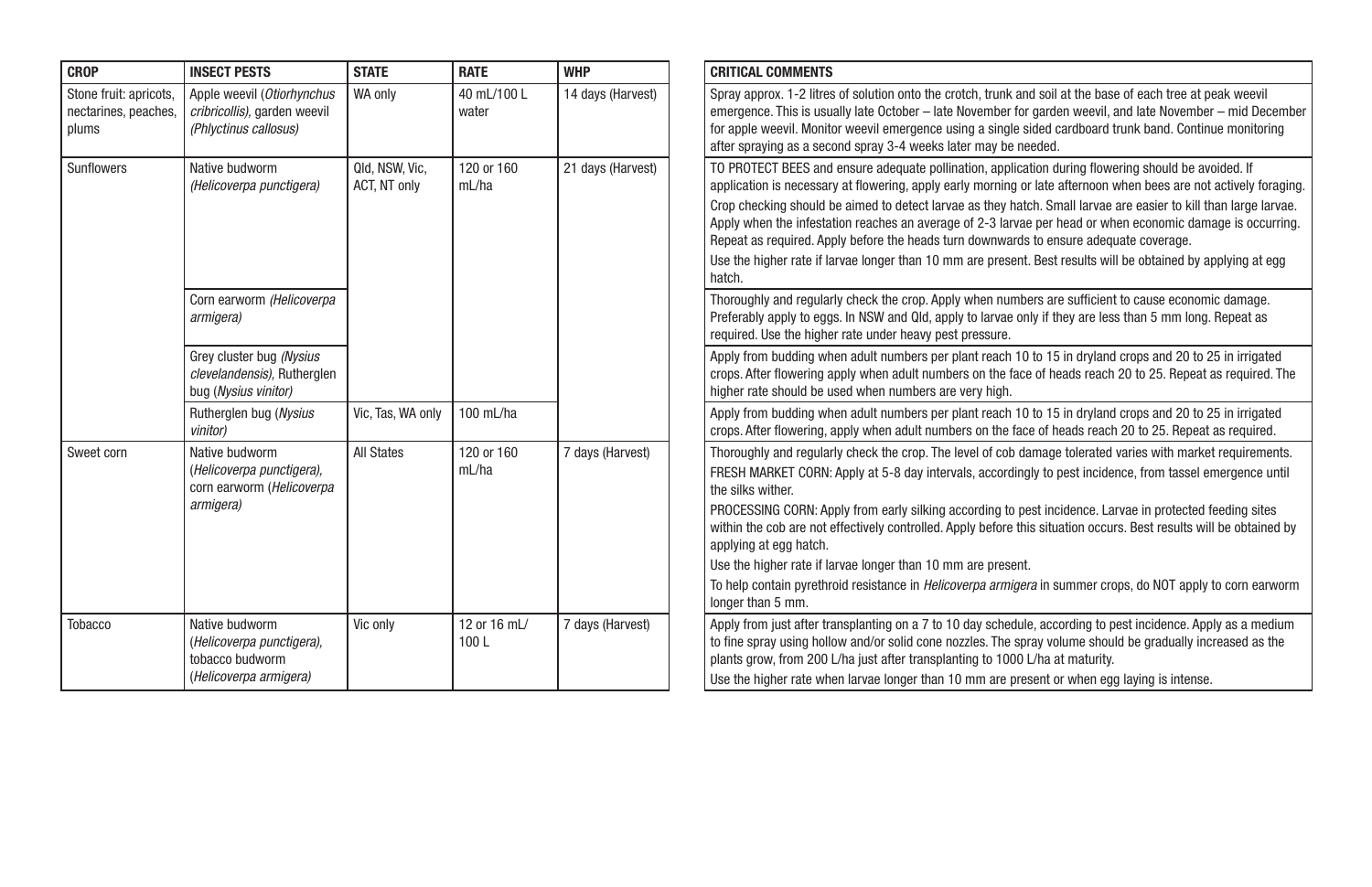| CROP | INSECT PESTS | STATE | RATE | WHP | CRITICAL COMMENTS |
| --- | --- | --- | --- | --- | --- |
| Stone fruit: apricots, nectarines, peaches, plums | Apple weevil (*Otiorhynchus cribricollis*), garden weevil (*Phlyctinus callosus*) | WA only | 40 mL/100 L water | 14 days (Harvest) | Spray approx. 1-2 litres of solution onto the crotch, trunk and soil at the base of each tree at peak weevil emergence. This is usually late October – late November for garden weevil, and late November – mid December for apple weevil. Monitor weevil emergence using a single sided cardboard trunk band. Continue monitoring after spraying as a second spray 3-4 weeks later may be needed. |
| Sunflowers | Native budworm (*Helicoverpa punctigera*) | Qld, NSW, Vic, ACT, NT only | 120 or 160 mL/ha | 21 days (Harvest) | TO PROTECT BEES and ensure adequate pollination, application during flowering should be avoided. If application is necessary at flowering, apply early morning or late afternoon when bees are not actively foraging. Crop checking should be aimed to detect larvae as they hatch. Small larvae are easier to kill than large larvae. Apply when the infestation reaches an average of 2-3 larvae per head or when economic damage is occurring. Repeat as required. Apply before the heads turn downwards to ensure adequate coverage. Use the higher rate if larvae longer than 10 mm are present. Best results will be obtained by applying at egg hatch. |
| | Corn earworm (*Helicoverpa armigera*) | | | | Thoroughly and regularly check the crop. Apply when numbers are sufficient to cause economic damage. Preferably apply to eggs. In NSW and Qld, apply to larvae only if they are less than 5 mm long. Repeat as required. Use the higher rate under heavy pest pressure. |
| | Grey cluster bug (*Nysius clevelandensis*), Rutherglen bug (*Nysius vinitor*) | | | | Apply from budding when adult numbers per plant reach 10 to 15 in dryland crops and 20 to 25 in irrigated crops. After flowering apply when adult numbers on the face of heads reach 20 to 25. Repeat as required. The higher rate should be used when numbers are very high. |
| | Rutherglen bug (*Nysius vinitor*) | Vic, Tas, WA only | 100 mL/ha | | Apply from budding when adult numbers per plant reach 10 to 15 in dryland crops and 20 to 25 in irrigated crops. After flowering, apply when adult numbers on the face of heads reach 20 to 25. Repeat as required. |
| Sweet corn | Native budworm (*Helicoverpa punctigera*), corn earworm (*Helicoverpa armigera*) | All States | 120 or 160 mL/ha | 7 days (Harvest) | Thoroughly and regularly check the crop. The level of cob damage tolerated varies with market requirements. FRESH MARKET CORN: Apply at 5-8 day intervals, accordingly to pest incidence, from tassel emergence until the silks wither. PROCESSING CORN: Apply from early silking according to pest incidence. Larvae in protected feeding sites within the cob are not effectively controlled. Apply before this situation occurs. Best results will be obtained by applying at egg hatch. Use the higher rate if larvae longer than 10 mm are present. To help contain pyrethroid resistance in *Helicoverpa armigera* in summer crops, do NOT apply to corn earworm longer than 5 mm. |
| Tobacco | Native budworm (*Helicoverpa punctigera*), tobacco budworm (*Helicoverpa armigera*) | Vic only | 12 or 16 mL/ 100 L | 7 days (Harvest) | Apply from just after transplanting on a 7 to 10 day schedule, according to pest incidence. Apply as a medium to fine spray using hollow and/or solid cone nozzles. The spray volume should be gradually increased as the plants grow, from 200 L/ha just after transplanting to 1000 L/ha at maturity. Use the higher rate when larvae longer than 10 mm are present or when egg laying is intense. |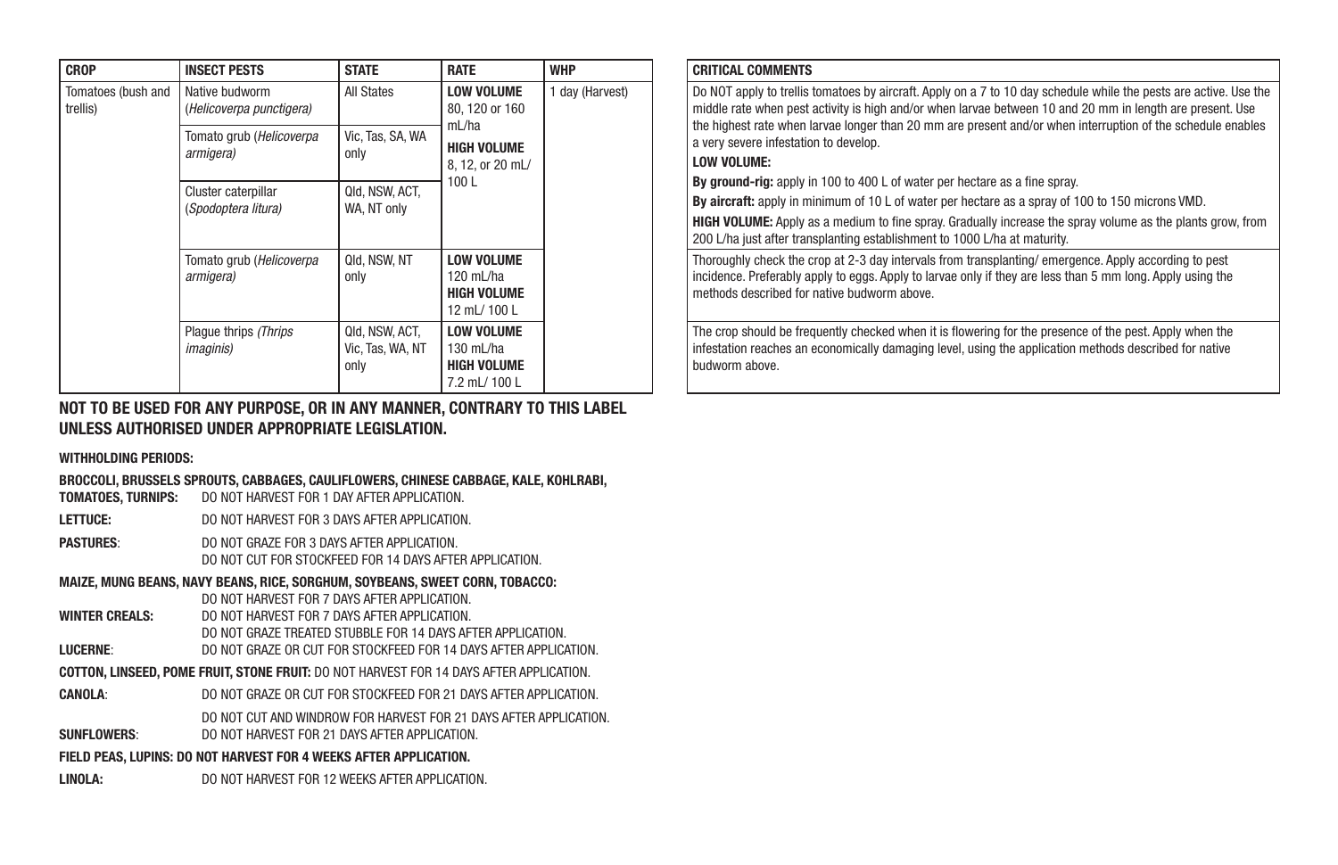| CROP | INSECT PESTS | STATE | RATE | WHP | CRITICAL COMMENTS |
|---|---|---|---|---|---|
| Tomatoes (bush and trellis) | Native budworm (*Helicoverpa punctigera*) | All States | **LOW VOLUME** 80, 120 or 160 mL/ha **HIGH VOLUME** 8, 12, or 20 mL/ 100 L | 1 day (Harvest) | Do NOT apply to trellis tomatoes by aircraft. Apply on a 7 to 10 day schedule while the pests are active. Use the middle rate when pest activity is high and/or when larvae between 10 and 20 mm in length are present. Use the highest rate when larvae longer than 20 mm are present and/or when interruption of the schedule enables a very severe infestation to develop. **LOW VOLUME:** **By ground-rig:** apply in 100 to 400 L of water per hectare as a fine spray. **By aircraft:** apply in minimum of 10 L of water per hectare as a spray of 100 to 150 microns VMD. **HIGH VOLUME:** Apply as a medium to fine spray. Gradually increase the spray volume as the plants grow, from 200 L/ha just after transplanting establishment to 1000 L/ha at maturity. |
| | Tomato grub (*Helicoverpa armigera*) | Vic, Tas, SA, WA only | | | |
| | Cluster caterpillar (*Spodoptera litura*) | Qld, NSW, ACT, WA, NT only | | | |
| | Tomato grub (*Helicoverpa armigera*) | Qld, NSW, NT only | **LOW VOLUME** 120 mL/ha **HIGH VOLUME** 12 mL/ 100 L | | Thoroughly check the crop at 2-3 day intervals from transplanting/ emergence. Apply according to pest incidence. Preferably apply to eggs. Apply to larvae only if they are less than 5 mm long. Apply using the methods described for native budworm above. |
| | Plague thrips (*Thrips imaginis*) | Qld, NSW, ACT, Vic, Tas, WA, NT only | **LOW VOLUME** 130 mL/ha **HIGH VOLUME** 7.2 mL/ 100 L | | The crop should be frequently checked when it is flowering for the presence of the pest. Apply when the infestation reaches an economically damaging level, using the application methods described for native budworm above. |

**NOT TO BE USED FOR ANY PURPOSE, OR IN ANY MANNER, CONTRARY TO THIS LABEL UNLESS AUTHORISED UNDER APPROPRIATE LEGISLATION.**

**WITHHOLDING PERIODS:**

**BROCCOLI, BRUSSELS SPROUTS, CABBAGES, CAULIFLOWERS, CHINESE CABBAGE, KALE, KOHLRABI, TOMATOES, TURNIPS:** DO NOT HARVEST FOR 1 DAY AFTER APPLICATION.

**LETTUCE:** DO NOT HARVEST FOR 3 DAYS AFTER APPLICATION.

**PASTURES:** DO NOT GRAZE FOR 3 DAYS AFTER APPLICATION.
DO NOT CUT FOR STOCKFEED FOR 14 DAYS AFTER APPLICATION.

**MAIZE, MUNG BEANS, NAVY BEANS, RICE, SORGHUM, SOYBEANS, SWEET CORN, TOBACCO:**
DO NOT HARVEST FOR 7 DAYS AFTER APPLICATION.

**WINTER CREALS:** DO NOT HARVEST FOR 7 DAYS AFTER APPLICATION.
DO NOT GRAZE TREATED STUBBLE FOR 14 DAYS AFTER APPLICATION.

**LUCERNE:** DO NOT GRAZE OR CUT FOR STOCKFEED FOR 14 DAYS AFTER APPLICATION.

**COTTON, LINSEED, POME FRUIT, STONE FRUIT:** DO NOT HARVEST FOR 14 DAYS AFTER APPLICATION.

**CANOLA:** DO NOT GRAZE OR CUT FOR STOCKFEED FOR 21 DAYS AFTER APPLICATION.
DO NOT CUT AND WINDROW FOR HARVEST FOR 21 DAYS AFTER APPLICATION.

**SUNFLOWERS:** DO NOT HARVEST FOR 21 DAYS AFTER APPLICATION.

**FIELD PEAS, LUPINS: DO NOT HARVEST FOR 4 WEEKS AFTER APPLICATION.**

**LINOLA:** DO NOT HARVEST FOR 12 WEEKS AFTER APPLICATION.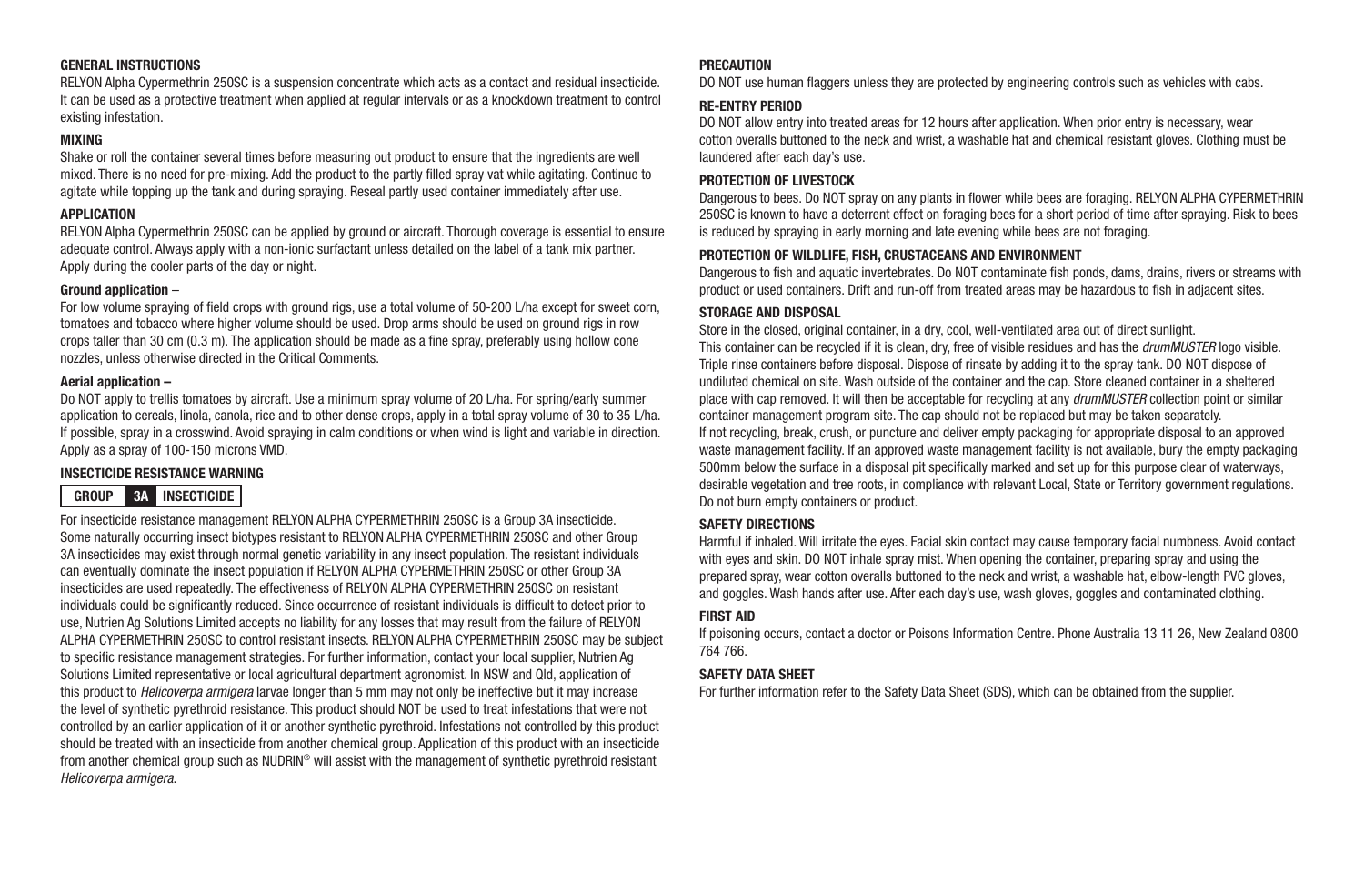### GENERAL INSTRUCTIONS

RELYON Alpha Cypermethrin 250SC is a suspension concentrate which acts as a contact and residual insecticide. It can be used as a protective treatment when applied at regular intervals or as a knockdown treatment to control existing infestation.

### MIXING

Shake or roll the container several times before measuring out product to ensure that the ingredients are well mixed. There is no need for pre-mixing. Add the product to the partly filled spray vat while agitating. Continue to agitate while topping up the tank and during spraying. Reseal partly used container immediately after use.

### APPLICATION

RELYON Alpha Cypermethrin 250SC can be applied by ground or aircraft. Thorough coverage is essential to ensure adequate control. Always apply with a non-ionic surfactant unless detailed on the label of a tank mix partner. Apply during the cooler parts of the day or night.

**Ground application** –

For low volume spraying of field crops with ground rigs, use a total volume of 50-200 L/ha except for sweet corn, tomatoes and tobacco where higher volume should be used. Drop arms should be used on ground rigs in row crops taller than 30 cm (0.3 m). The application should be made as a fine spray, preferably using hollow cone nozzles, unless otherwise directed in the Critical Comments.

**Aerial application –**

Do NOT apply to trellis tomatoes by aircraft. Use a minimum spray volume of 20 L/ha. For spring/early summer application to cereals, linola, canola, rice and to other dense crops, apply in a total spray volume of 30 to 35 L/ha. If possible, spray in a crosswind. Avoid spraying in calm conditions or when wind is light and variable in direction. Apply as a spray of 100-150 microns VMD.

### INSECTICIDE RESISTANCE WARNING

**GROUP 3A INSECTICIDE**

For insecticide resistance management RELYON ALPHA CYPERMETHRIN 250SC is a Group 3A insecticide. Some naturally occurring insect biotypes resistant to RELYON ALPHA CYPERMETHRIN 250SC and other Group 3A insecticides may exist through normal genetic variability in any insect population. The resistant individuals can eventually dominate the insect population if RELYON ALPHA CYPERMETHRIN 250SC or other Group 3A insecticides are used repeatedly. The effectiveness of RELYON ALPHA CYPERMETHRIN 250SC on resistant individuals could be significantly reduced. Since occurrence of resistant individuals is difficult to detect prior to use, Nutrien Ag Solutions Limited accepts no liability for any losses that may result from the failure of RELYON ALPHA CYPERMETHRIN 250SC to control resistant insects. RELYON ALPHA CYPERMETHRIN 250SC may be subject to specific resistance management strategies. For further information, contact your local supplier, Nutrien Ag Solutions Limited representative or local agricultural department agronomist. In NSW and Qld, application of this product to *Helicoverpa armigera* larvae longer than 5 mm may not only be ineffective but it may increase the level of synthetic pyrethroid resistance. This product should NOT be used to treat infestations that were not controlled by an earlier application of it or another synthetic pyrethroid. Infestations not controlled by this product should be treated with an insecticide from another chemical group. Application of this product with an insecticide from another chemical group such as NUDRIN® will assist with the management of synthetic pyrethroid resistant *Helicoverpa armigera*.

### PRECAUTION

DO NOT use human flaggers unless they are protected by engineering controls such as vehicles with cabs.

### RE-ENTRY PERIOD

DO NOT allow entry into treated areas for 12 hours after application. When prior entry is necessary, wear cotton overalls buttoned to the neck and wrist, a washable hat and chemical resistant gloves. Clothing must be laundered after each day's use.

### PROTECTION OF LIVESTOCK

Dangerous to bees. Do NOT spray on any plants in flower while bees are foraging. RELYON ALPHA CYPERMETHRIN 250SC is known to have a deterrent effect on foraging bees for a short period of time after spraying. Risk to bees is reduced by spraying in early morning and late evening while bees are not foraging.

### PROTECTION OF WILDLIFE, FISH, CRUSTACEANS AND ENVIRONMENT

Dangerous to fish and aquatic invertebrates. Do NOT contaminate fish ponds, dams, drains, rivers or streams with product or used containers. Drift and run-off from treated areas may be hazardous to fish in adjacent sites.

### STORAGE AND DISPOSAL

Store in the closed, original container, in a dry, cool, well-ventilated area out of direct sunlight.
This container can be recycled if it is clean, dry, free of visible residues and has the *drumMUSTER* logo visible. Triple rinse containers before disposal. Dispose of rinsate by adding it to the spray tank. DO NOT dispose of undiluted chemical on site. Wash outside of the container and the cap. Store cleaned container in a sheltered place with cap removed. It will then be acceptable for recycling at any *drumMUSTER* collection point or similar container management program site. The cap should not be replaced but may be taken separately.
If not recycling, break, crush, or puncture and deliver empty packaging for appropriate disposal to an approved waste management facility. If an approved waste management facility is not available, bury the empty packaging 500mm below the surface in a disposal pit specifically marked and set up for this purpose clear of waterways, desirable vegetation and tree roots, in compliance with relevant Local, State or Territory government regulations. Do not burn empty containers or product.

### SAFETY DIRECTIONS

Harmful if inhaled. Will irritate the eyes. Facial skin contact may cause temporary facial numbness. Avoid contact with eyes and skin. DO NOT inhale spray mist. When opening the container, preparing spray and using the prepared spray, wear cotton overalls buttoned to the neck and wrist, a washable hat, elbow-length PVC gloves, and goggles. Wash hands after use. After each day's use, wash gloves, goggles and contaminated clothing.

### FIRST AID

If poisoning occurs, contact a doctor or Poisons Information Centre. Phone Australia 13 11 26, New Zealand 0800 764 766.

### SAFETY DATA SHEET

For further information refer to the Safety Data Sheet (SDS), which can be obtained from the supplier.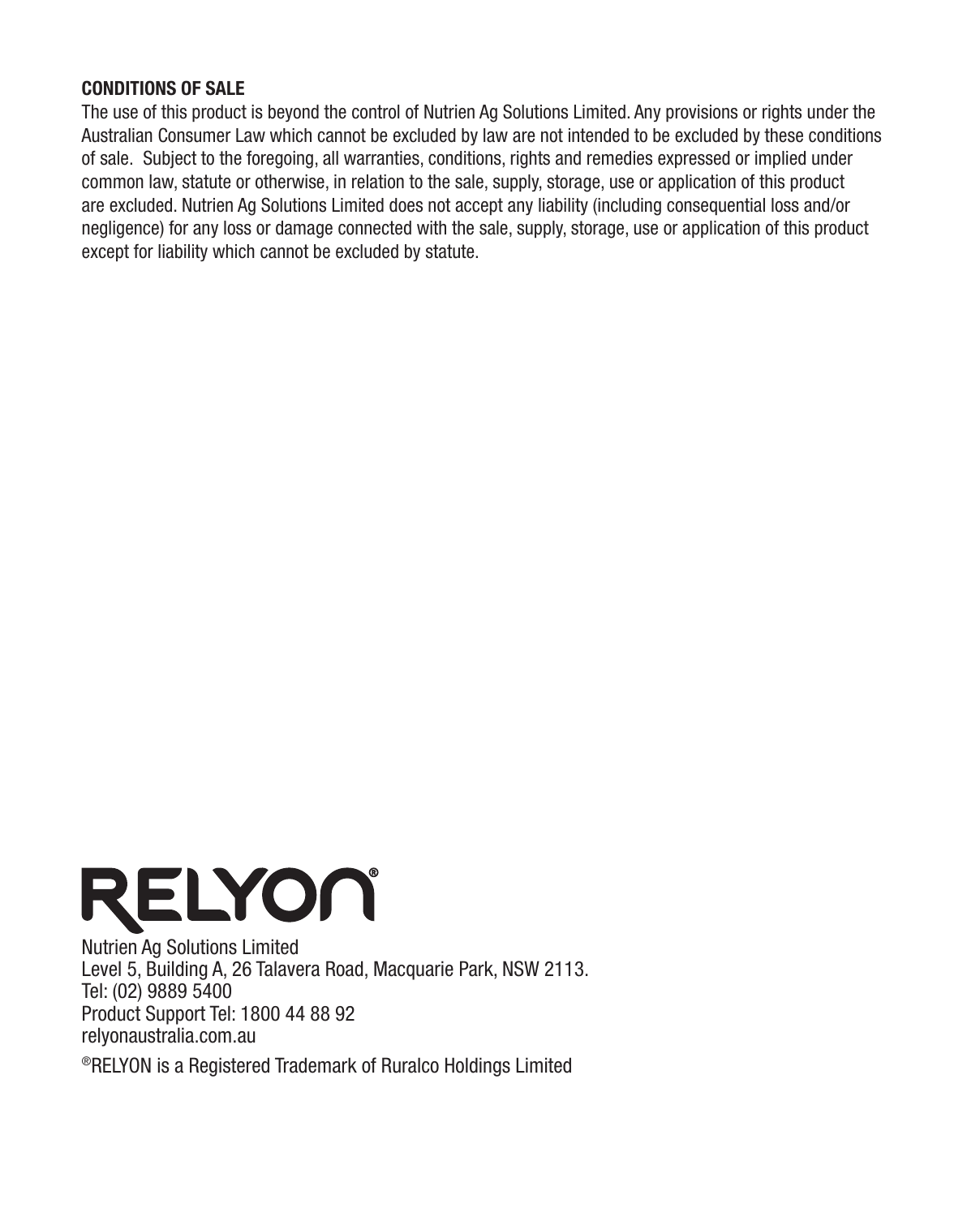**CONDITIONS OF SALE**

The use of this product is beyond the control of Nutrien Ag Solutions Limited. Any provisions or rights under the Australian Consumer Law which cannot be excluded by law are not intended to be excluded by these conditions of sale. Subject to the foregoing, all warranties, conditions, rights and remedies expressed or implied under common law, statute or otherwise, in relation to the sale, supply, storage, use or application of this product are excluded. Nutrien Ag Solutions Limited does not accept any liability (including consequential loss and/or negligence) for any loss or damage connected with the sale, supply, storage, use or application of this product except for liability which cannot be excluded by statute.

RELYON®

Nutrien Ag Solutions Limited
Level 5, Building A, 26 Talavera Road, Macquarie Park, NSW 2113.
Tel: (02) 9889 5400
Product Support Tel: 1800 44 88 92
relyonaustralia.com.au

®RELYON is a Registered Trademark of Ruralco Holdings Limited